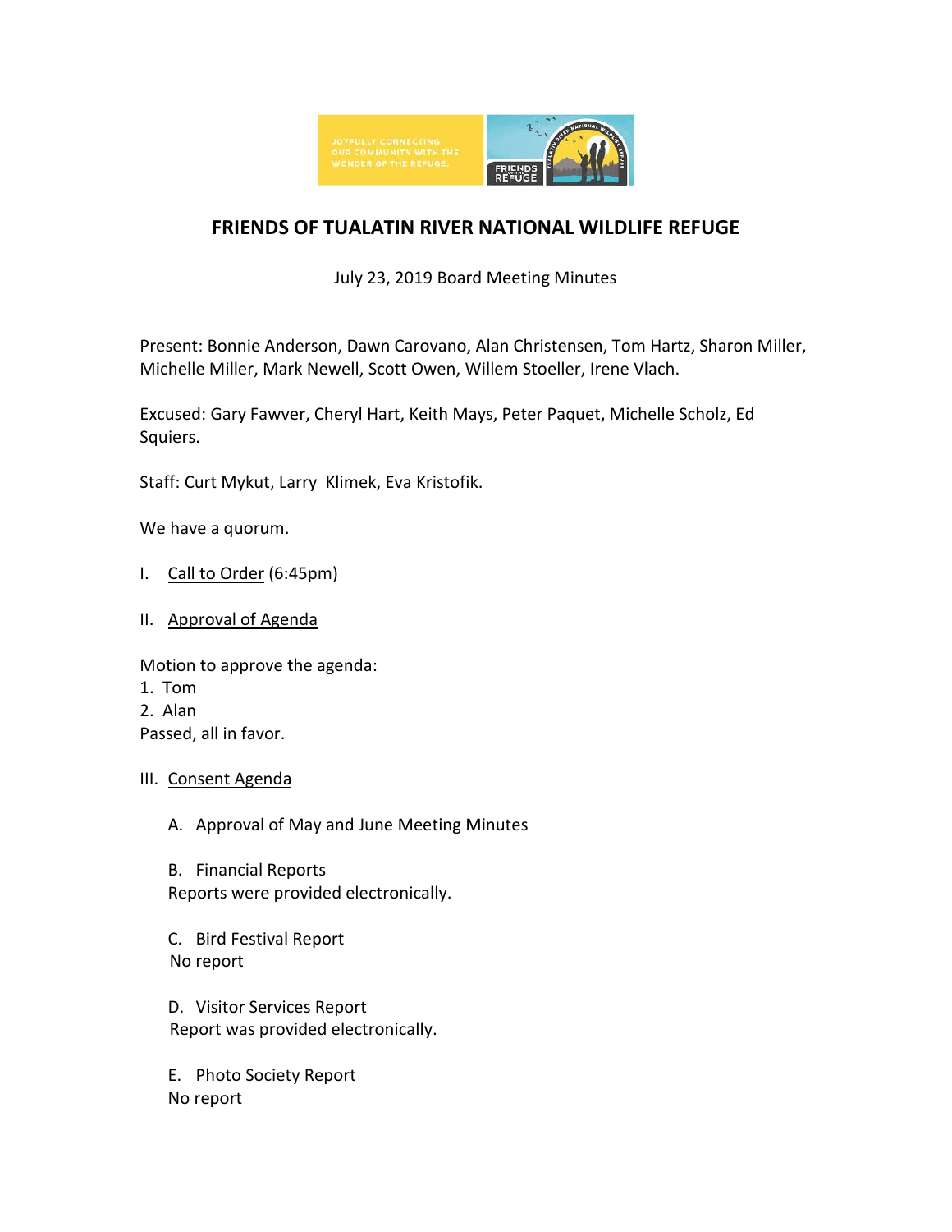# FRIENDS OF TUALATIN RIVER NATIONAL WILDLIFE REFUGE

July 23, 2019 Board Meeting Minutes

Present: Bonnie Anderson, Dawn Carovano, Alan Christensen, Tom Hartz, Sharon Miller, Michelle Miller, Mark Newell, Scott Owen, Willem Stoeller, Irene Vlach.

Excused: Gary Fawver, Cheryl Hart, Keith Mays, Peter Paquet, Michelle Scholz, Ed Squiers.

Staff: Curt Mykut, Larry Klimek, Eva Kristofik.

We have a quorum.

I. Call to Order (6:45pm)

II. Approval of Agenda

Motion to approve the agenda:
1. Tom
2. Alan

Passed, all in favor.

III. Consent Agenda

A. Approval of May and June Meeting Minutes

B. Financial Reports
Reports were provided electronically.

C. Bird Festival Report
No report

D. Visitor Services Report
Report was provided electronically.

E. Photo Society Report
No report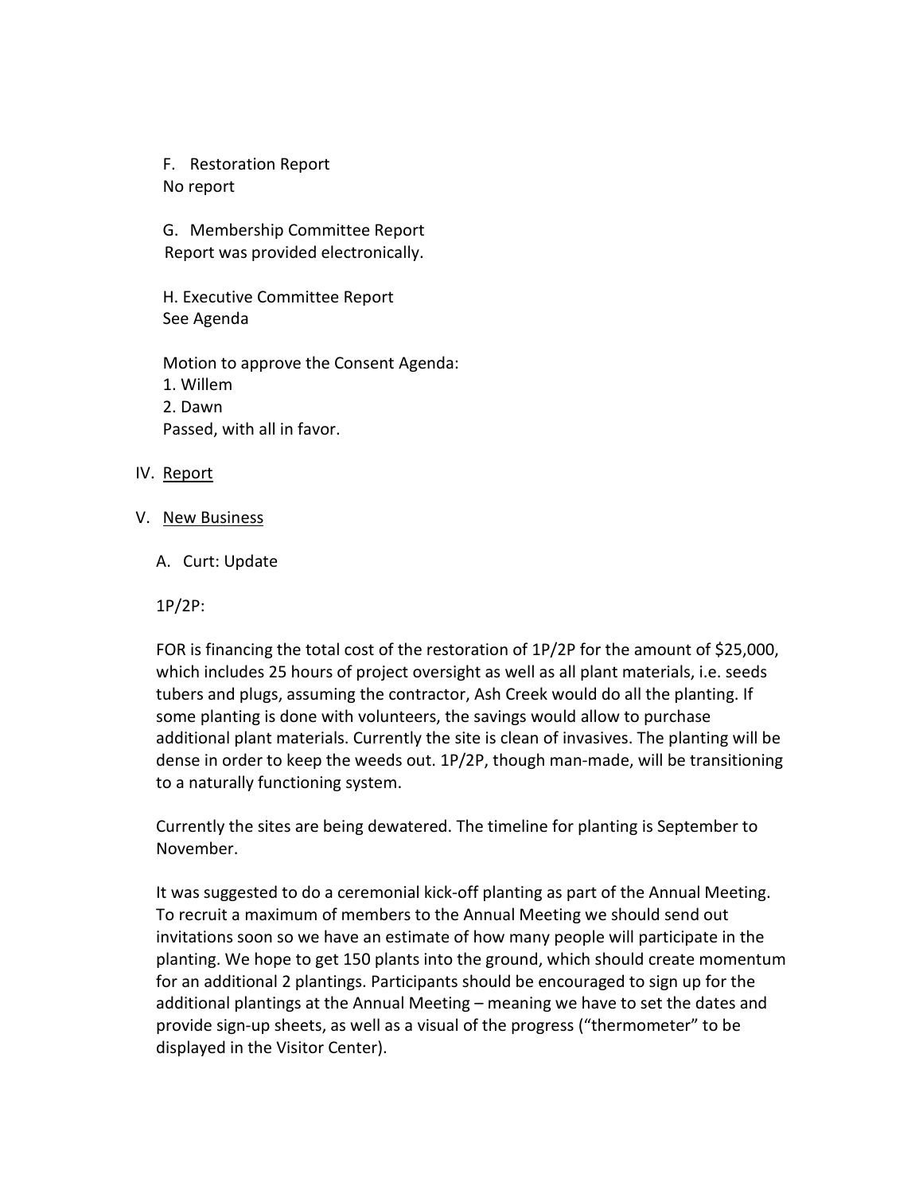F. Restoration Report

No report

G. Membership Committee Report

Report was provided electronically.

H. Executive Committee Report

See Agenda

Motion to approve the Consent Agenda:

1. Willem
2. Dawn

Passed, with all in favor.

IV. <u>Report</u>

V. <u>New Business</u>

A. Curt: Update

1P/2P:

FOR is financing the total cost of the restoration of 1P/2P for the amount of $25,000, which includes 25 hours of project oversight as well as all plant materials, i.e. seeds tubers and plugs, assuming the contractor, Ash Creek would do all the planting. If some planting is done with volunteers, the savings would allow to purchase additional plant materials. Currently the site is clean of invasives. The planting will be dense in order to keep the weeds out. 1P/2P, though man-made, will be transitioning to a naturally functioning system.

Currently the sites are being dewatered. The timeline for planting is September to November.

It was suggested to do a ceremonial kick-off planting as part of the Annual Meeting. To recruit a maximum of members to the Annual Meeting we should send out invitations soon so we have an estimate of how many people will participate in the planting. We hope to get 150 plants into the ground, which should create momentum for an additional 2 plantings. Participants should be encouraged to sign up for the additional plantings at the Annual Meeting – meaning we have to set the dates and provide sign-up sheets, as well as a visual of the progress ("thermometer" to be displayed in the Visitor Center).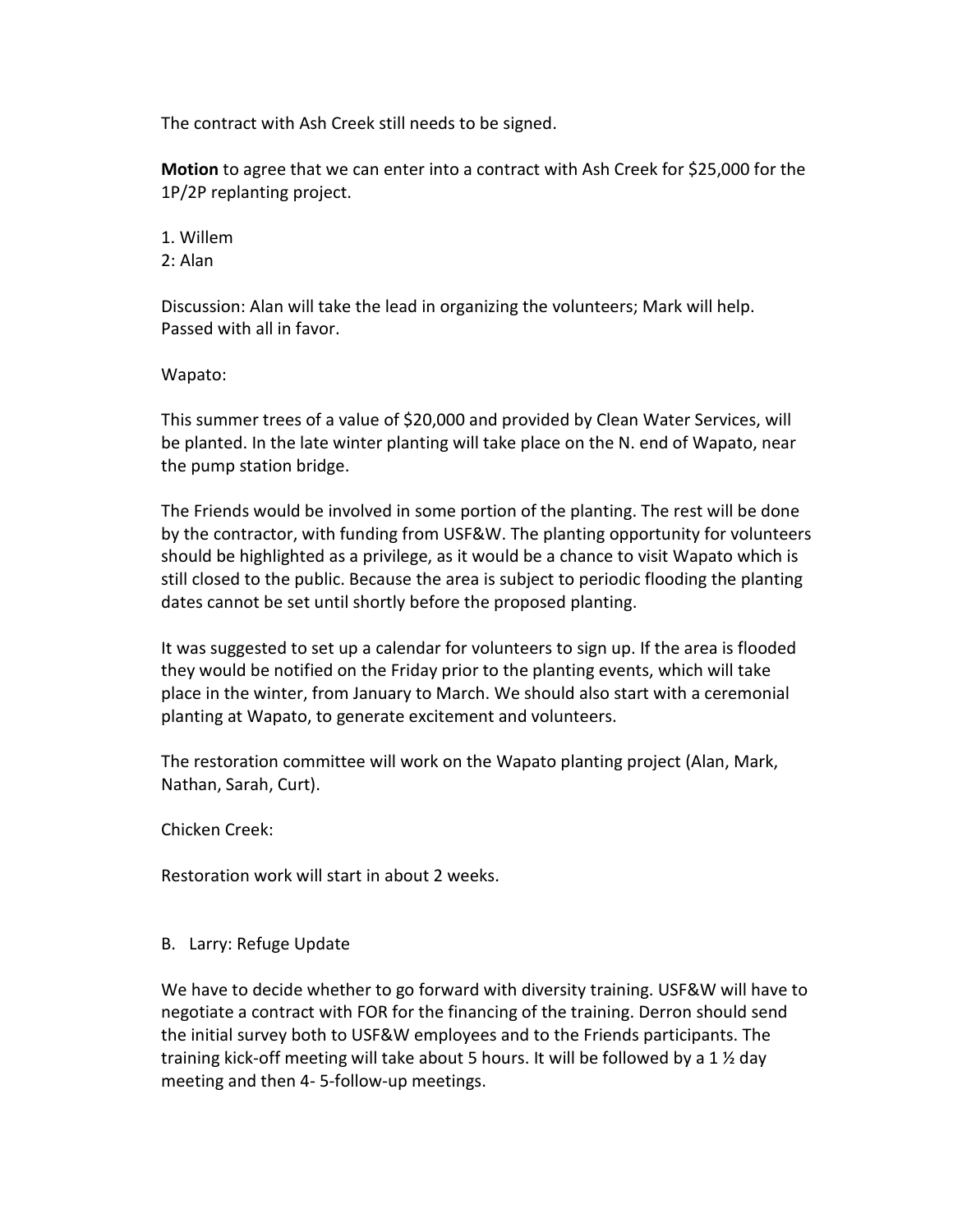The contract with Ash Creek still needs to be signed.

**Motion** to agree that we can enter into a contract with Ash Creek for $25,000 for the 1P/2P replanting project.

1. Willem
2: Alan

Discussion: Alan will take the lead in organizing the volunteers; Mark will help. Passed with all in favor.

Wapato:

This summer trees of a value of $20,000 and provided by Clean Water Services, will be planted. In the late winter planting will take place on the N. end of Wapato, near the pump station bridge.

The Friends would be involved in some portion of the planting. The rest will be done by the contractor, with funding from USF&W. The planting opportunity for volunteers should be highlighted as a privilege, as it would be a chance to visit Wapato which is still closed to the public. Because the area is subject to periodic flooding the planting dates cannot be set until shortly before the proposed planting.

It was suggested to set up a calendar for volunteers to sign up. If the area is flooded they would be notified on the Friday prior to the planting events, which will take place in the winter, from January to March. We should also start with a ceremonial planting at Wapato, to generate excitement and volunteers.

The restoration committee will work on the Wapato planting project (Alan, Mark, Nathan, Sarah, Curt).

Chicken Creek:

Restoration work will start in about 2 weeks.

B. Larry: Refuge Update

We have to decide whether to go forward with diversity training. USF&W will have to negotiate a contract with FOR for the financing of the training. Derron should send the initial survey both to USF&W employees and to the Friends participants. The training kick-off meeting will take about 5 hours. It will be followed by a 1 ½ day meeting and then 4- 5-follow-up meetings.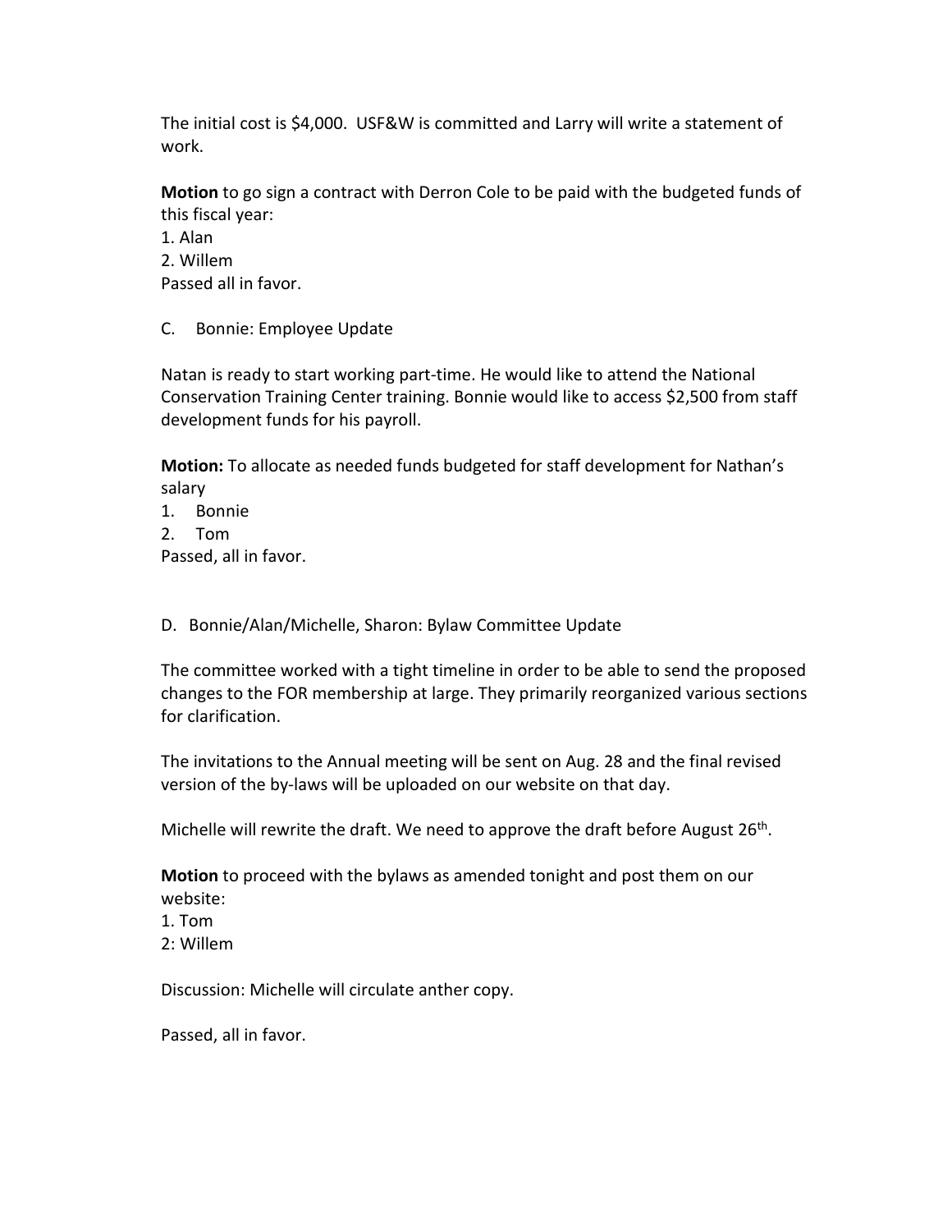The initial cost is $4,000. USF&W is committed and Larry will write a statement of work.

**Motion** to go sign a contract with Derron Cole to be paid with the budgeted funds of this fiscal year:
1. Alan
2. Willem
Passed all in favor.

C. Bonnie: Employee Update

Natan is ready to start working part-time. He would like to attend the National Conservation Training Center training. Bonnie would like to access $2,500 from staff development funds for his payroll.

**Motion:** To allocate as needed funds budgeted for staff development for Nathan's salary
1. Bonnie
2. Tom
Passed, all in favor.

D. Bonnie/Alan/Michelle, Sharon: Bylaw Committee Update

The committee worked with a tight timeline in order to be able to send the proposed changes to the FOR membership at large. They primarily reorganized various sections for clarification.

The invitations to the Annual meeting will be sent on Aug. 28 and the final revised version of the by-laws will be uploaded on our website on that day.

Michelle will rewrite the draft. We need to approve the draft before August 26th.

**Motion** to proceed with the bylaws as amended tonight and post them on our website:
1. Tom
2: Willem

Discussion: Michelle will circulate anther copy.

Passed, all in favor.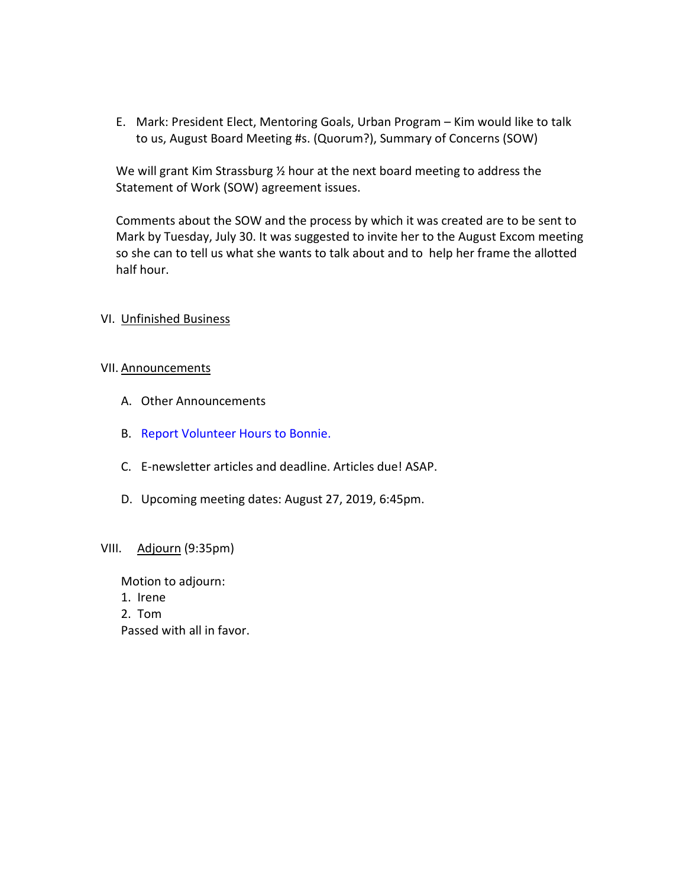E. Mark: President Elect, Mentoring Goals, Urban Program – Kim would like to talk to us, August Board Meeting #s. (Quorum?), Summary of Concerns (SOW)

We will grant Kim Strassburg ½ hour at the next board meeting to address the Statement of Work (SOW) agreement issues.

Comments about the SOW and the process by which it was created are to be sent to Mark by Tuesday, July 30. It was suggested to invite her to the August Excom meeting so she can to tell us what she wants to talk about and to help her frame the allotted half hour.

VI. Unfinished Business

VII. Announcements

A. Other Announcements

B. Report Volunteer Hours to Bonnie.

C. E-newsletter articles and deadline. Articles due! ASAP.

D. Upcoming meeting dates: August 27, 2019, 6:45pm.

VIII. Adjourn (9:35pm)

Motion to adjourn:

1. Irene
2. Tom

Passed with all in favor.